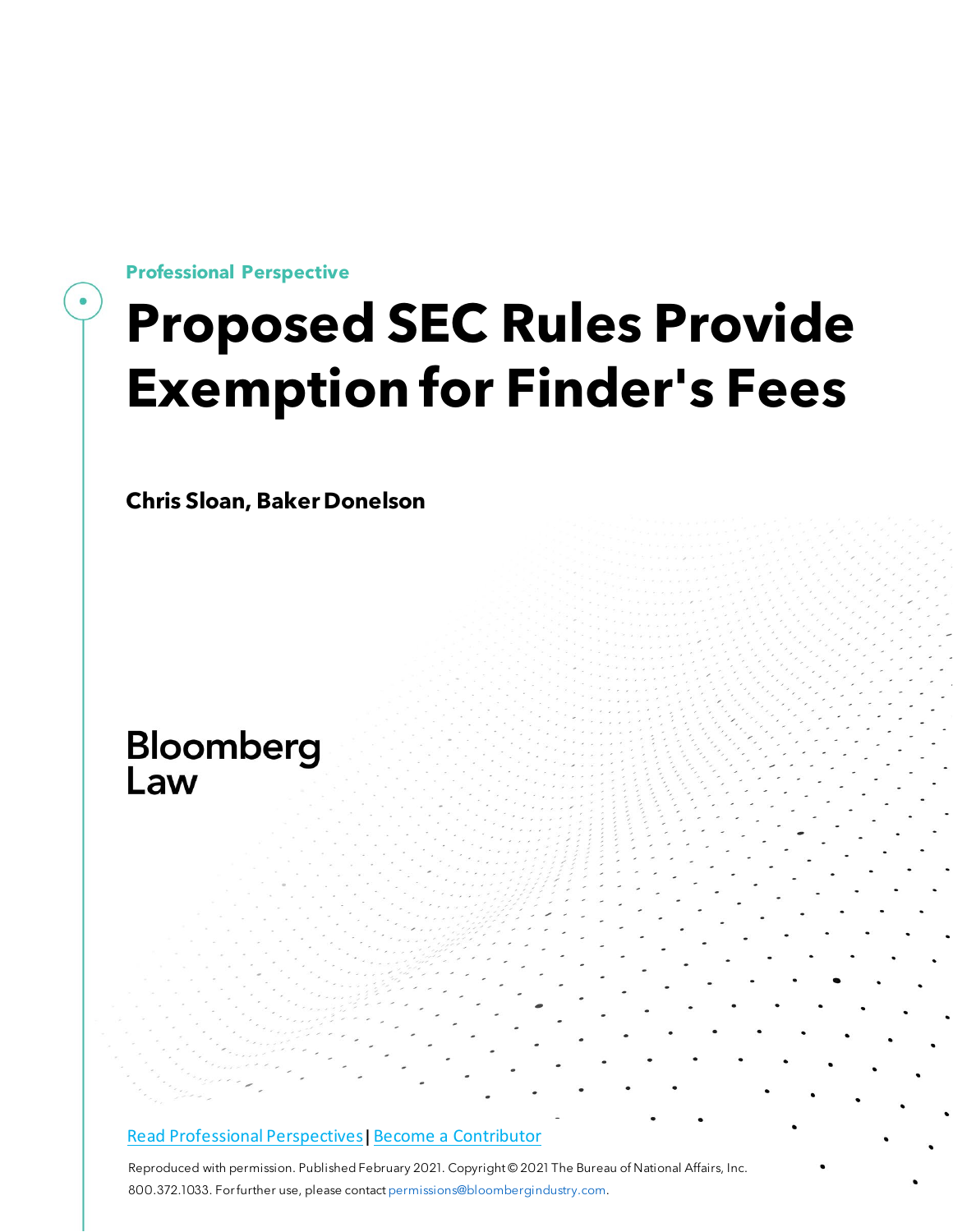Professional Perspective

# Proposed SEC Rules Provide Exemption for Finder's Fees

**Chris Sloan, Baker Donelson**

Bloomberg Law

[Read Professional Perspectives](#) | [Become a Contributor](#)

Reproduced with permission. Published February 2021. Copyright © 2021 The Bureau of National Affairs, Inc. 800.372.1033. For further use, please contact permissions@bloombergindustry.com.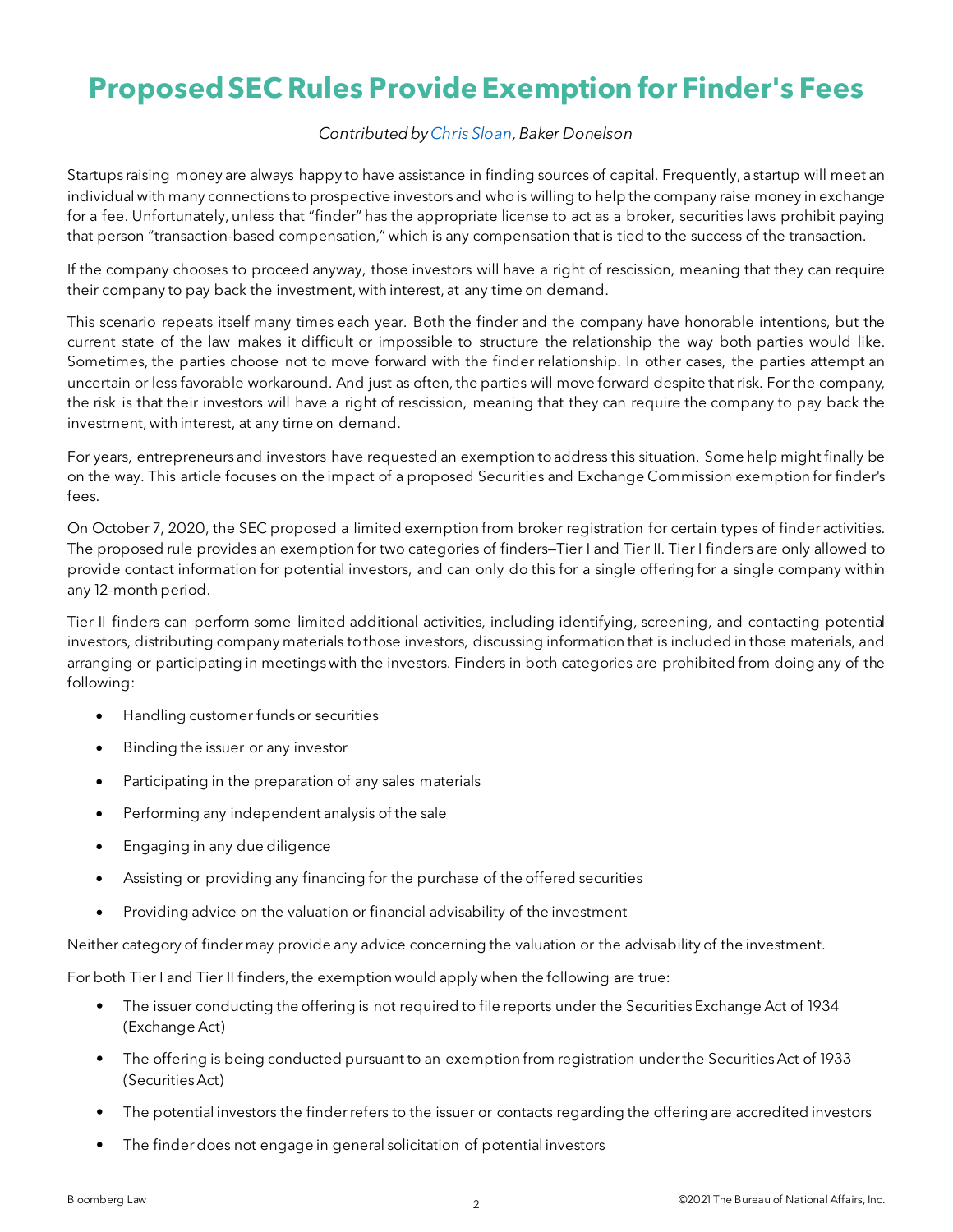# Proposed SEC Rules Provide Exemption for Finder's Fees

*Contributed by Chris Sloan, Baker Donelson*

Startups raising money are always happy to have assistance in finding sources of capital. Frequently, a startup will meet an individual with many connections to prospective investors and who is willing to help the company raise money in exchange for a fee. Unfortunately, unless that "finder" has the appropriate license to act as a broker, securities laws prohibit paying that person "transaction-based compensation," which is any compensation that is tied to the success of the transaction.

If the company chooses to proceed anyway, those investors will have a right of rescission, meaning that they can require their company to pay back the investment, with interest, at any time on demand.

This scenario repeats itself many times each year. Both the finder and the company have honorable intentions, but the current state of the law makes it difficult or impossible to structure the relationship the way both parties would like. Sometimes, the parties choose not to move forward with the finder relationship. In other cases, the parties attempt an uncertain or less favorable workaround. And just as often, the parties will move forward despite that risk. For the company, the risk is that their investors will have a right of rescission, meaning that they can require the company to pay back the investment, with interest, at any time on demand.

For years, entrepreneurs and investors have requested an exemption to address this situation. Some help might finally be on the way. This article focuses on the impact of a proposed Securities and Exchange Commission exemption for finder's fees.

On October 7, 2020, the SEC proposed a limited exemption from broker registration for certain types of finder activities. The proposed rule provides an exemption for two categories of finders—Tier I and Tier II. Tier I finders are only allowed to provide contact information for potential investors, and can only do this for a single offering for a single company within any 12-month period.

Tier II finders can perform some limited additional activities, including identifying, screening, and contacting potential investors, distributing company materials to those investors, discussing information that is included in those materials, and arranging or participating in meetings with the investors. Finders in both categories are prohibited from doing any of the following:

- Handling customer funds or securities
- Binding the issuer or any investor
- Participating in the preparation of any sales materials
- Performing any independent analysis of the sale
- Engaging in any due diligence
- Assisting or providing any financing for the purchase of the offered securities
- Providing advice on the valuation or financial advisability of the investment

Neither category of finder may provide any advice concerning the valuation or the advisability of the investment.

For both Tier I and Tier II finders, the exemption would apply when the following are true:

- The issuer conducting the offering is not required to file reports under the Securities Exchange Act of 1934 (Exchange Act)
- The offering is being conducted pursuant to an exemption from registration under the Securities Act of 1933 (Securities Act)
- The potential investors the finder refers to the issuer or contacts regarding the offering are accredited investors
- The finder does not engage in general solicitation of potential investors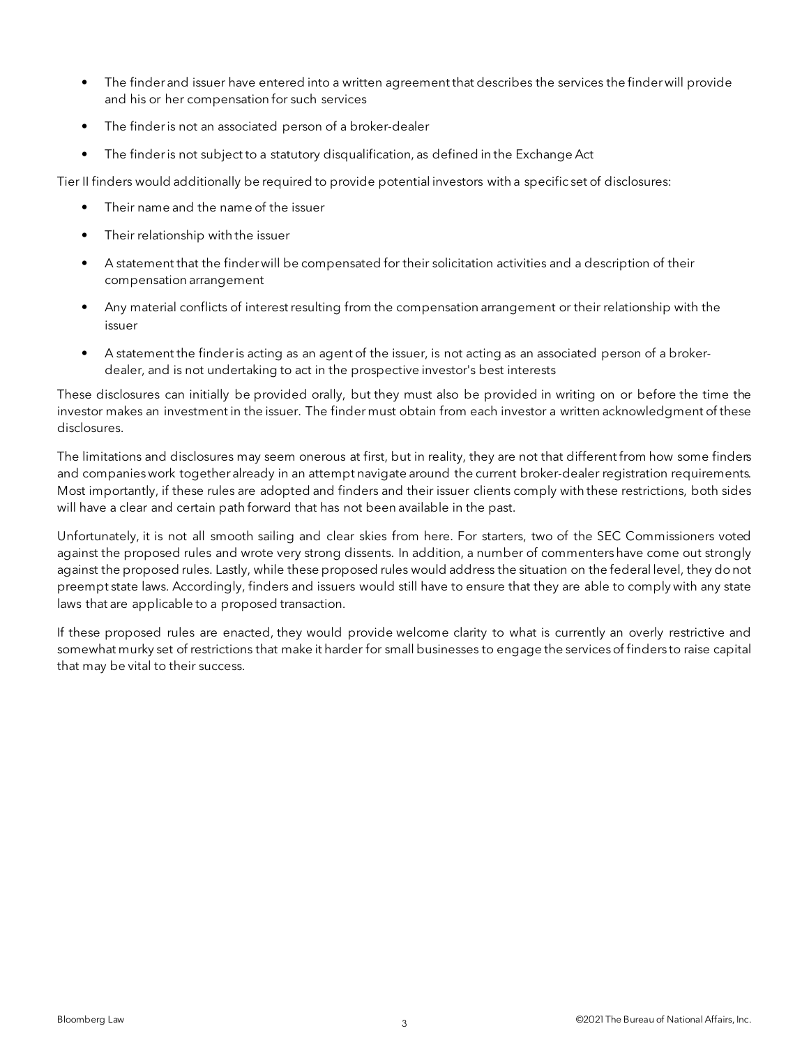- The finder and issuer have entered into a written agreement that describes the services the finder will provide and his or her compensation for such services
- The finder is not an associated person of a broker-dealer
- The finder is not subject to a statutory disqualification, as defined in the Exchange Act

Tier II finders would additionally be required to provide potential investors with a specific set of disclosures:

- Their name and the name of the issuer
- Their relationship with the issuer
- A statement that the finder will be compensated for their solicitation activities and a description of their compensation arrangement
- Any material conflicts of interest resulting from the compensation arrangement or their relationship with the issuer
- A statement the finder is acting as an agent of the issuer, is not acting as an associated person of a broker-dealer, and is not undertaking to act in the prospective investor's best interests

These disclosures can initially be provided orally, but they must also be provided in writing on or before the time the investor makes an investment in the issuer. The finder must obtain from each investor a written acknowledgment of these disclosures.

The limitations and disclosures may seem onerous at first, but in reality, they are not that different from how some finders and companies work together already in an attempt navigate around the current broker-dealer registration requirements. Most importantly, if these rules are adopted and finders and their issuer clients comply with these restrictions, both sides will have a clear and certain path forward that has not been available in the past.

Unfortunately, it is not all smooth sailing and clear skies from here. For starters, two of the SEC Commissioners voted against the proposed rules and wrote very strong dissents. In addition, a number of commenters have come out strongly against the proposed rules. Lastly, while these proposed rules would address the situation on the federal level, they do not preempt state laws. Accordingly, finders and issuers would still have to ensure that they are able to comply with any state laws that are applicable to a proposed transaction.

If these proposed rules are enacted, they would provide welcome clarity to what is currently an overly restrictive and somewhat murky set of restrictions that make it harder for small businesses to engage the services of finders to raise capital that may be vital to their success.